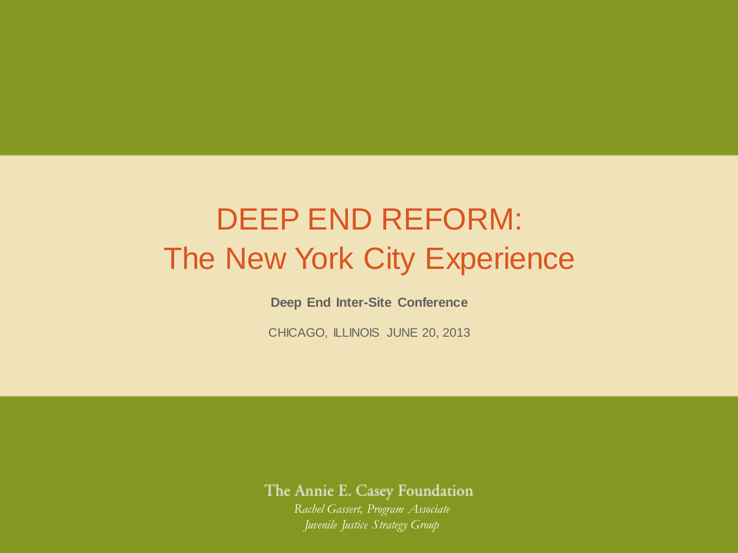# DEEP END REFORM: The New York City Experience

**Deep End Inter-Site Conference**

CHICAGO, ILLINOIS JUNE 20, 2013

The Annie E. Casey Foundation

*Rachel Gassert, Program Associate*

*Juvenile Justice Strategy Group*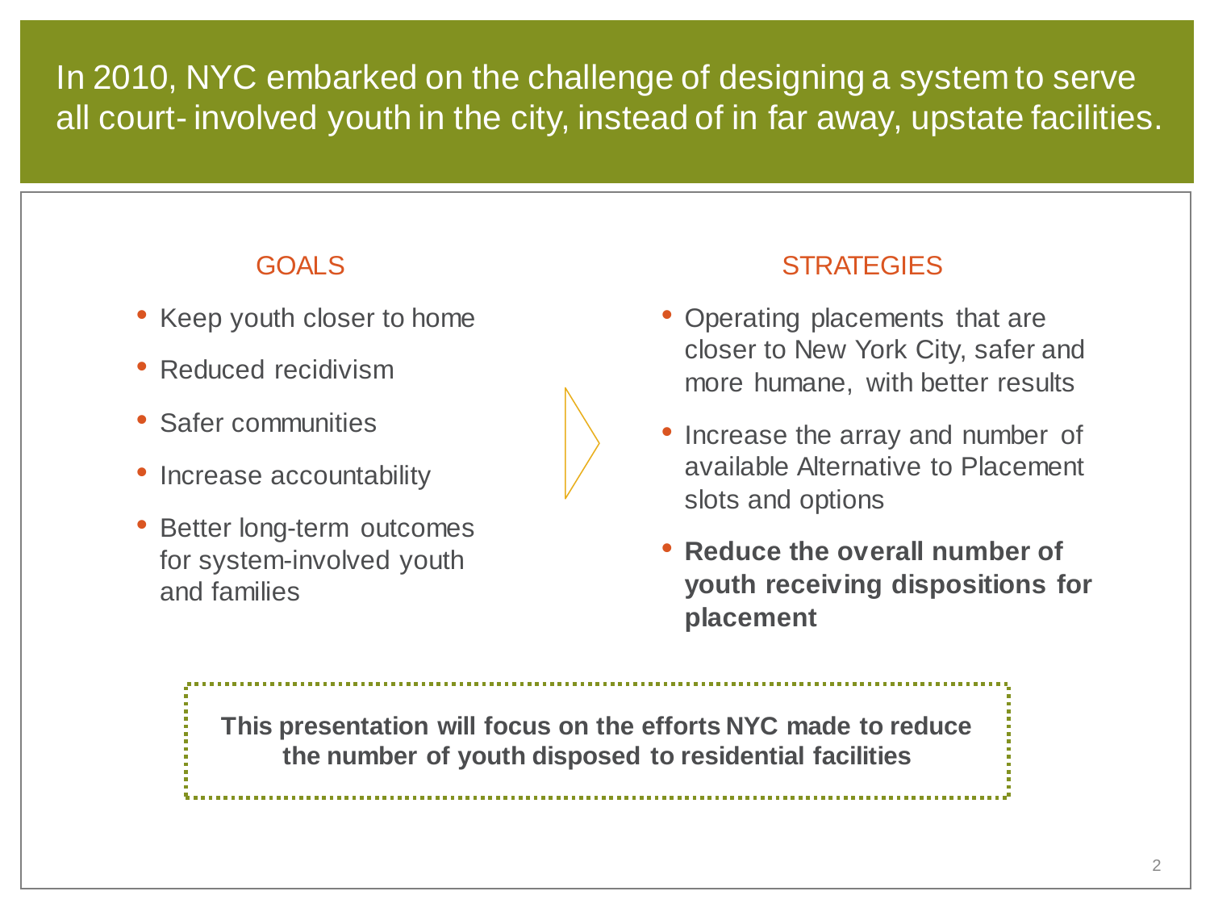# In 2010, NYC embarked on the challenge of designing a system to serve all court- involved youth in the city, instead of in far away, upstate facilities.

## GOALS

- Keep youth closer to home
- Reduced recidivism
- Safer communities
- Increase accountability
- Better long-term outcomes for system-involved youth and families

## STRATEGIES

- Operating placements that are closer to New York City, safer and more humane, with better results
- Increase the array and number of available Alternative to Placement slots and options
- **Reduce the overall number of youth receiving dispositions for placement**

**This presentation will focus on the efforts NYC made to reduce the number of youth disposed to residential facilities**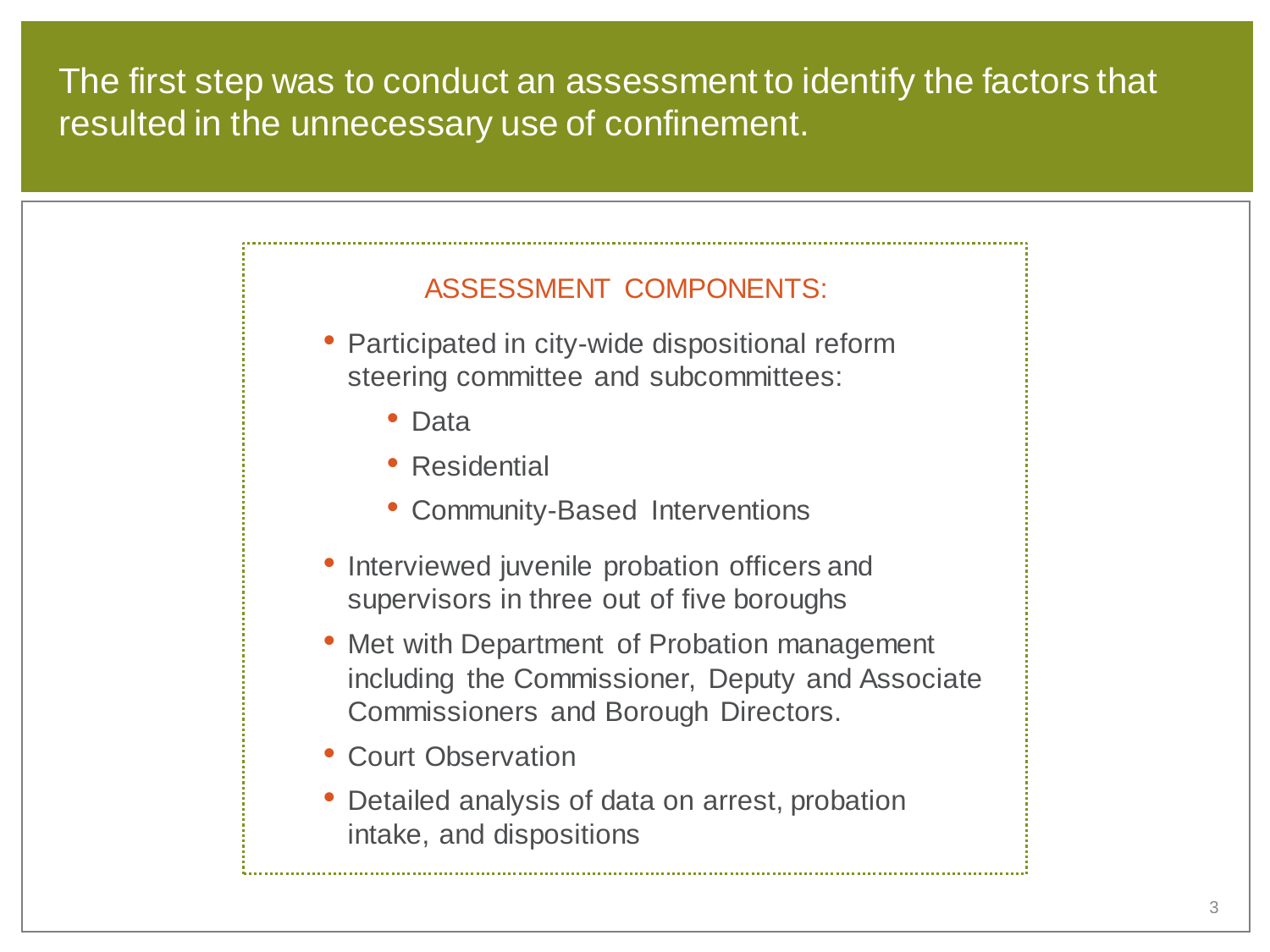# The first step was to conduct an assessment to identify the factors that resulted in the unnecessary use of confinement.

## ASSESSMENT COMPONENTS:

- Participated in city-wide dispositional reform steering committee and subcommittees:
  - Data
  - Residential
  - Community-Based Interventions
- Interviewed juvenile probation officers and supervisors in three out of five boroughs
- Met with Department of Probation management including the Commissioner, Deputy and Associate Commissioners and Borough Directors.
- Court Observation
- Detailed analysis of data on arrest, probation intake, and dispositions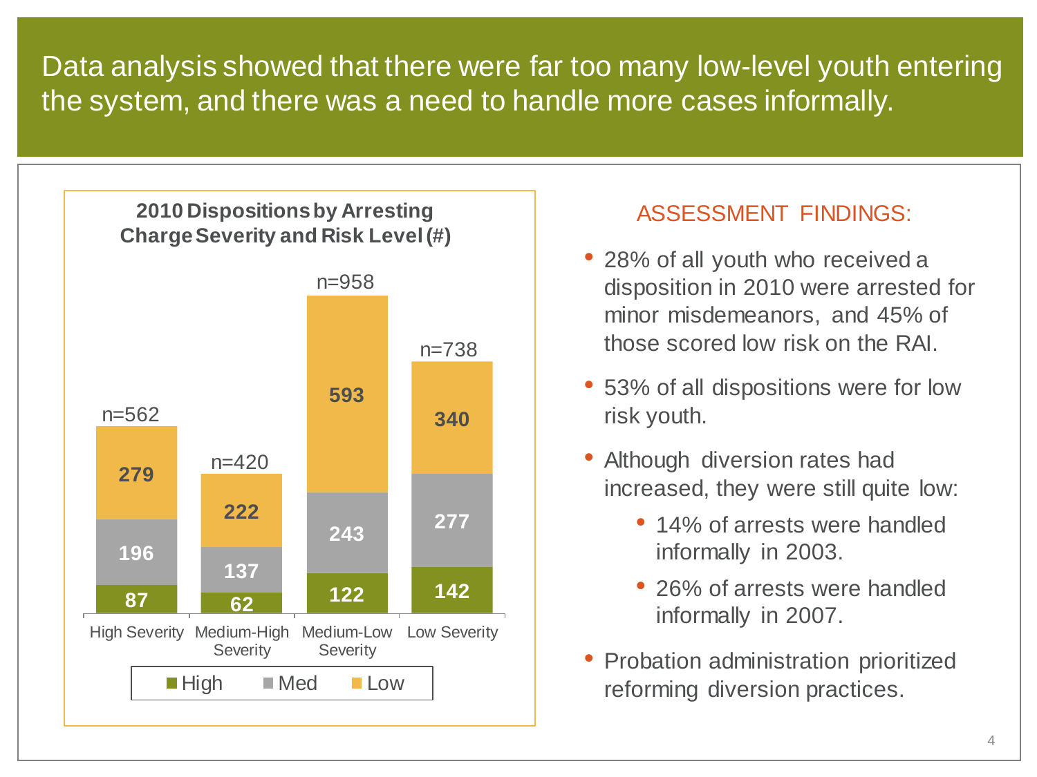# Data analysis showed that there were far too many low-level youth entering the system, and there was a need to handle more cases informally.

**2010 Dispositions by Arresting Charge Severity and Risk Level (#)**

| Risk Level | High Severity | Medium-High Severity | Medium-Low Severity | Low Severity |
|---|---|---|---|---|
| High | 87 | 62 | 122 | 142 |
| Med | 196 | 137 | 243 | 277 |
| Low | 279 | 222 | 593 | 340 |
| Total | n=562 | n=420 | n=958 | n=738 |

## ASSESSMENT FINDINGS:

- 28% of all youth who received a disposition in 2010 were arrested for minor misdemeanors, and 45% of those scored low risk on the RAI.
- 53% of all dispositions were for low risk youth.
- Although diversion rates had increased, they were still quite low:
  - 14% of arrests were handled informally in 2003.
  - 26% of arrests were handled informally in 2007.
- Probation administration prioritized reforming diversion practices.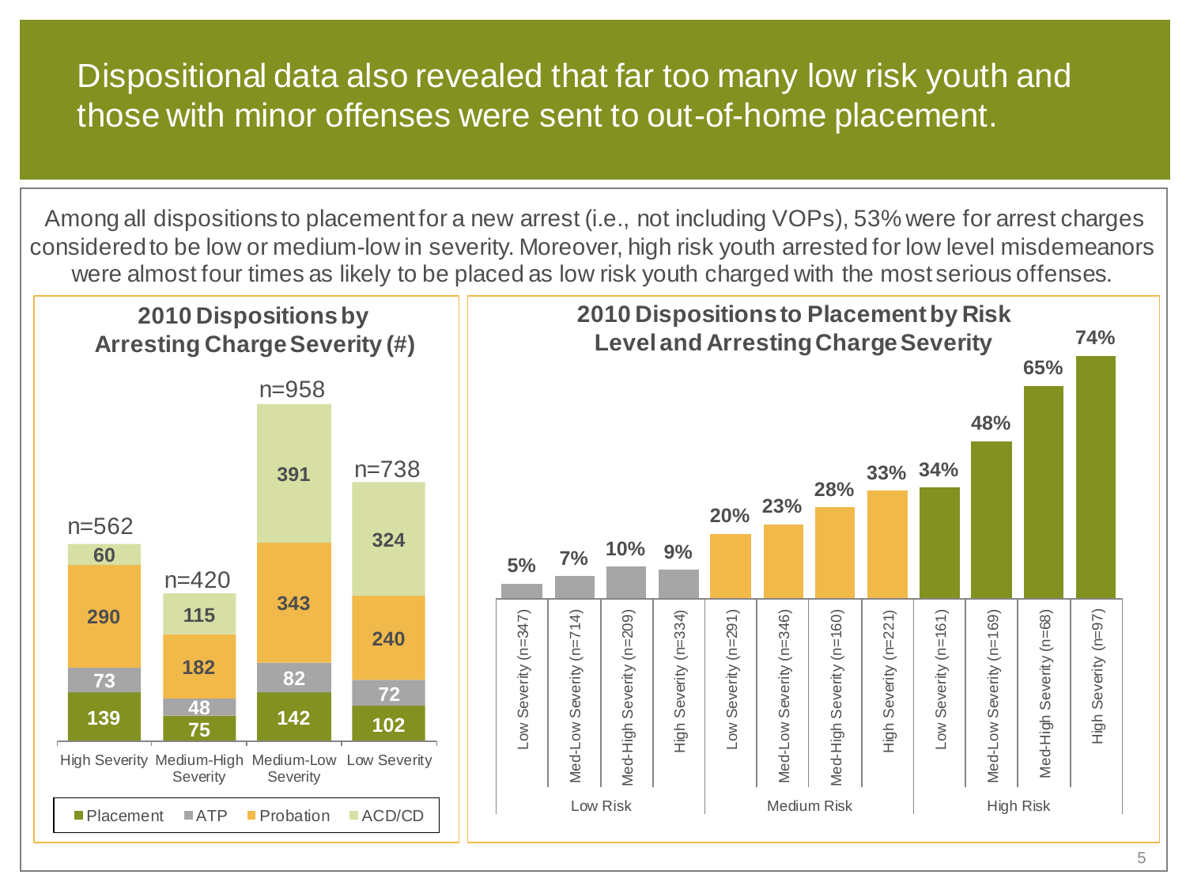# Dispositional data also revealed that far too many low risk youth and those with minor offenses were sent to out-of-home placement.

Among all dispositions to placement for a new arrest (i.e., not including VOPs), 53% were for arrest charges considered to be low or medium-low in severity. Moreover, high risk youth arrested for low level misdemeanors were almost four times as likely to be placed as low risk youth charged with the most serious offenses.

**2010 Dispositions by Arresting Charge Severity (#)**

| | High Severity | Medium-High Severity | Medium-Low Severity | Low Severity |
|---|---|---|---|---|
| Placement | 139 | 75 | 142 | 102 |
| ATP | 73 | 48 | 82 | 72 |
| Probation | 290 | 182 | 343 | 240 |
| ACD/CD | 60 | 115 | 391 | 324 |
| Total | n=562 | n=420 | n=958 | n=738 |

**2010 Dispositions to Placement by Risk Level and Arresting Charge Severity**

| Risk Level | Arresting Charge Severity | % Placed |
|---|---|---|
| Low Risk | Low Severity (n=347) | 5% |
| Low Risk | Med-Low Severity (n=714) | 7% |
| Low Risk | Med-High Severity (n=209) | 10% |
| Low Risk | High Severity (n=334) | 9% |
| Medium Risk | Low Severity (n=291) | 20% |
| Medium Risk | Med-Low Severity (n=346) | 23% |
| Medium Risk | Med-High Severity (n=160) | 28% |
| Medium Risk | High Severity (n=221) | 33% |
| High Risk | Low Severity (n=161) | 34% |
| High Risk | Med-Low Severity (n=169) | 48% |
| High Risk | Med-High Severity (n=68) | 65% |
| High Risk | High Severity (n=97) | 74% |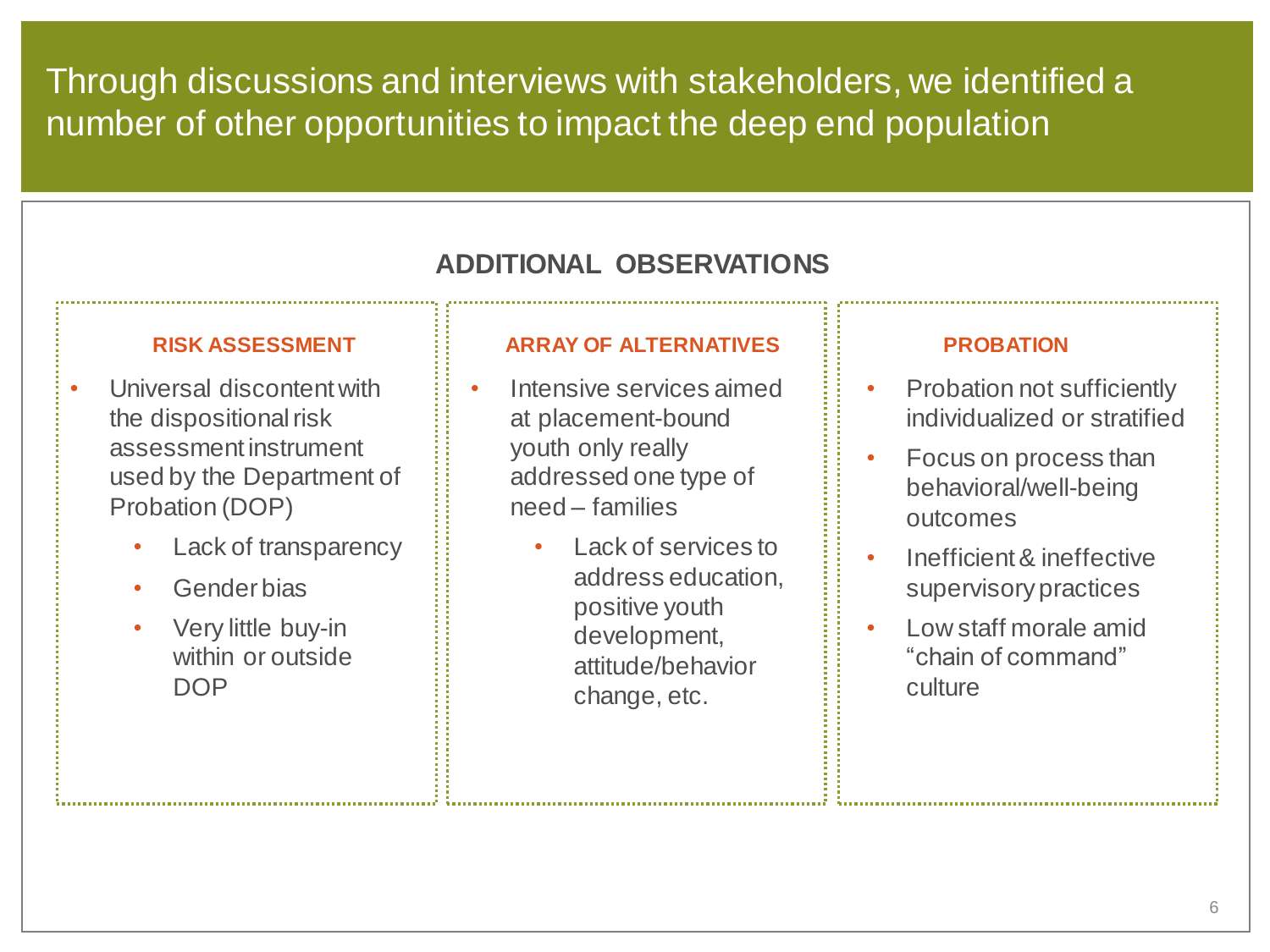# Through discussions and interviews with stakeholders, we identified a number of other opportunities to impact the deep end population

## ADDITIONAL OBSERVATIONS

### RISK ASSESSMENT

- Universal discontent with the dispositional risk assessment instrument used by the Department of Probation (DOP)
  - Lack of transparency
  - Gender bias
  - Very little buy-in within or outside DOP

### ARRAY OF ALTERNATIVES

- Intensive services aimed at placement-bound youth only really addressed one type of need – families
  - Lack of services to address education, positive youth development, attitude/behavior change, etc.

### PROBATION

- Probation not sufficiently individualized or stratified
- Focus on process than behavioral/well-being outcomes
- Inefficient & ineffective supervisory practices
- Low staff morale amid "chain of command" culture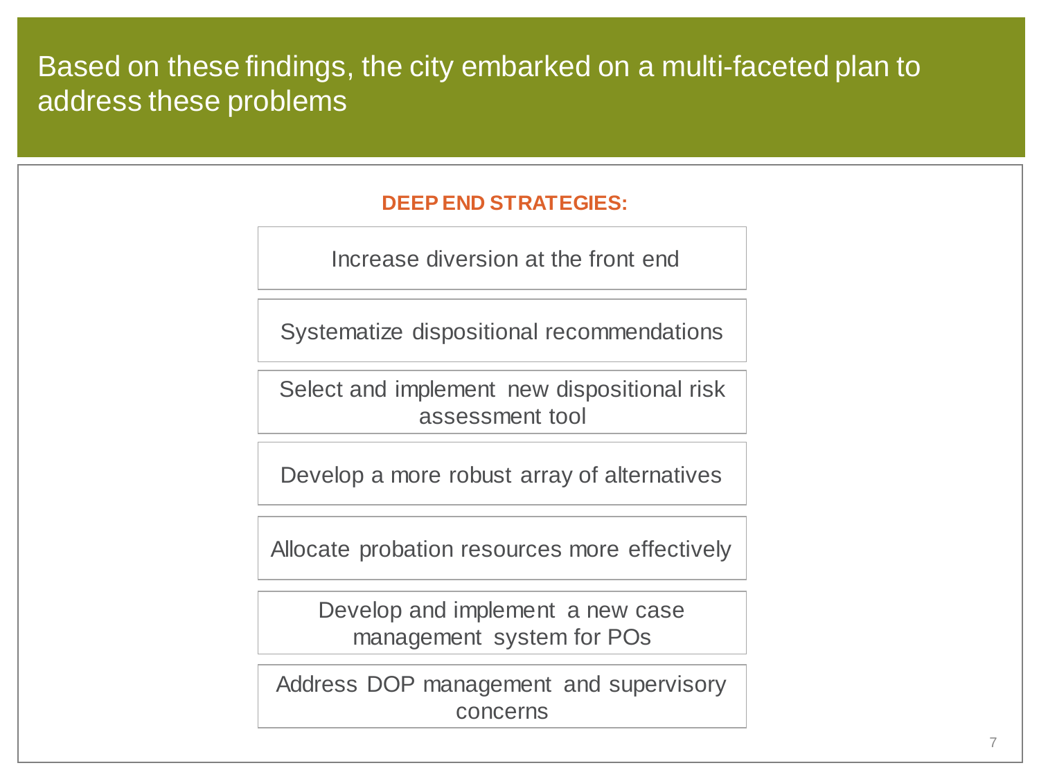# Based on these findings, the city embarked on a multi-faceted plan to address these problems

**DEEP END STRATEGIES:**

- Increase diversion at the front end
- Systematize dispositional recommendations
- Select and implement new dispositional risk assessment tool
- Develop a more robust array of alternatives
- Allocate probation resources more effectively
- Develop and implement a new case management system for POs
- Address DOP management and supervisory concerns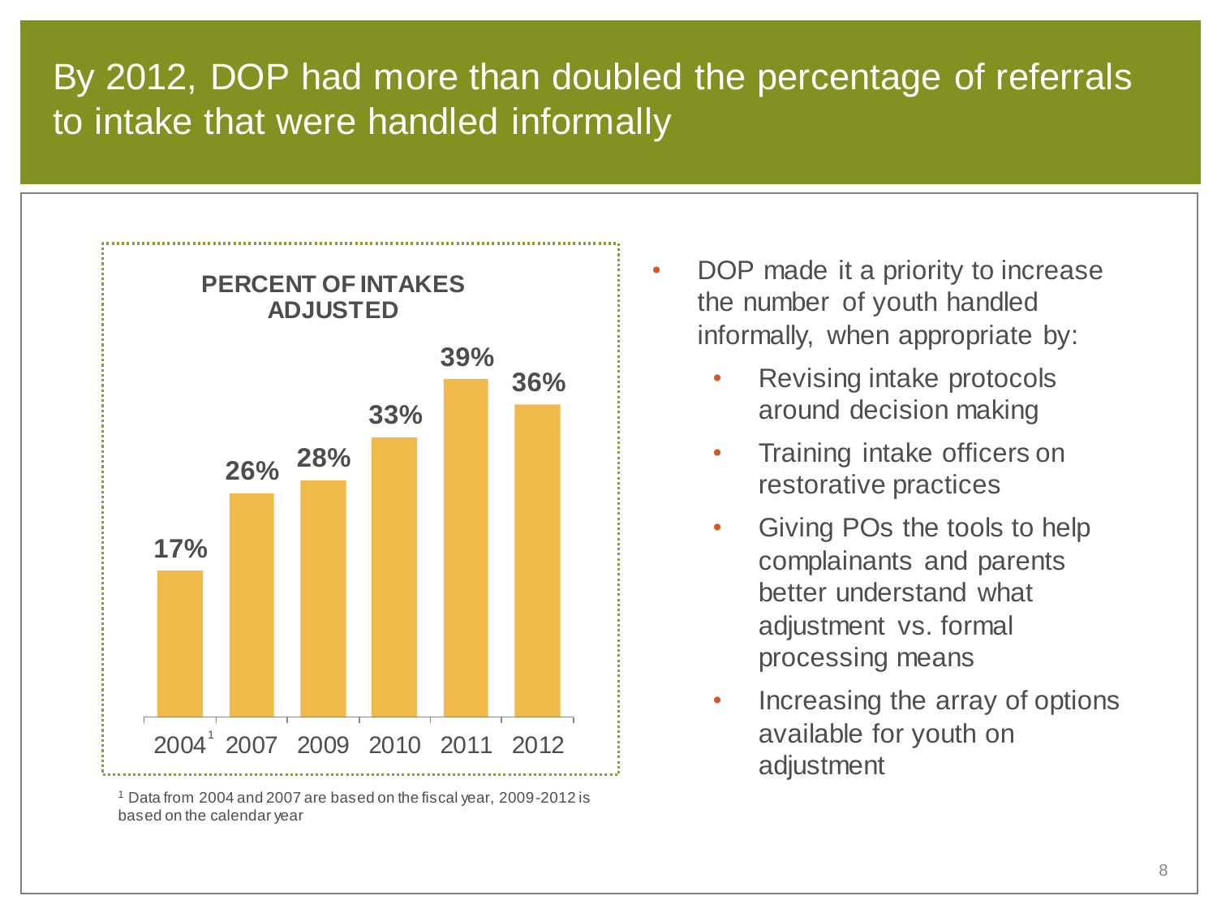# By 2012, DOP had more than doubled the percentage of referrals to intake that were handled informally

**PERCENT OF INTAKES ADJUSTED**

| Year | Percent |
|---|---|
| 2004[1] | 17% |
| 2007 | 26% |
| 2009 | 28% |
| 2010 | 33% |
| 2011 | 39% |
| 2012 | 36% |

[1] Data from 2004 and 2007 are based on the fiscal year, 2009-2012 is based on the calendar year

- DOP made it a priority to increase the number of youth handled informally, when appropriate by:
  - Revising intake protocols around decision making
  - Training intake officers on restorative practices
  - Giving POs the tools to help complainants and parents better understand what adjustment vs. formal processing means
  - Increasing the array of options available for youth on adjustment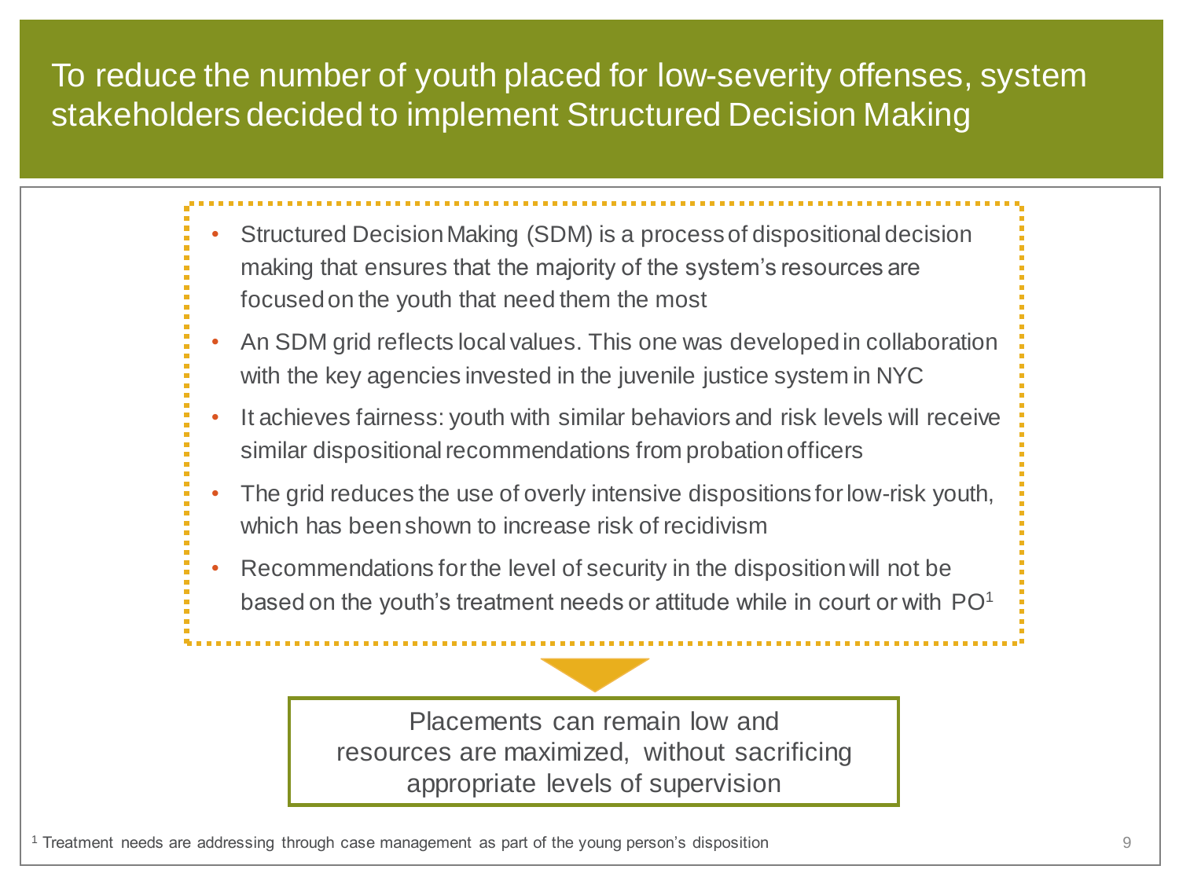# To reduce the number of youth placed for low-severity offenses, system stakeholders decided to implement Structured Decision Making

- Structured Decision Making (SDM) is a process of dispositional decision making that ensures that the majority of the system's resources are focused on the youth that need them the most
- An SDM grid reflects local values. This one was developed in collaboration with the key agencies invested in the juvenile justice system in NYC
- It achieves fairness: youth with similar behaviors and risk levels will receive similar dispositional recommendations from probation officers
- The grid reduces the use of overly intensive dispositions for low-risk youth, which has been shown to increase risk of recidivism
- Recommendations for the level of security in the disposition will not be based on the youth's treatment needs or attitude while in court or with PO[1]

Placements can remain low and resources are maximized, without sacrificing appropriate levels of supervision

[1] Treatment needs are addressing through case management as part of the young person's disposition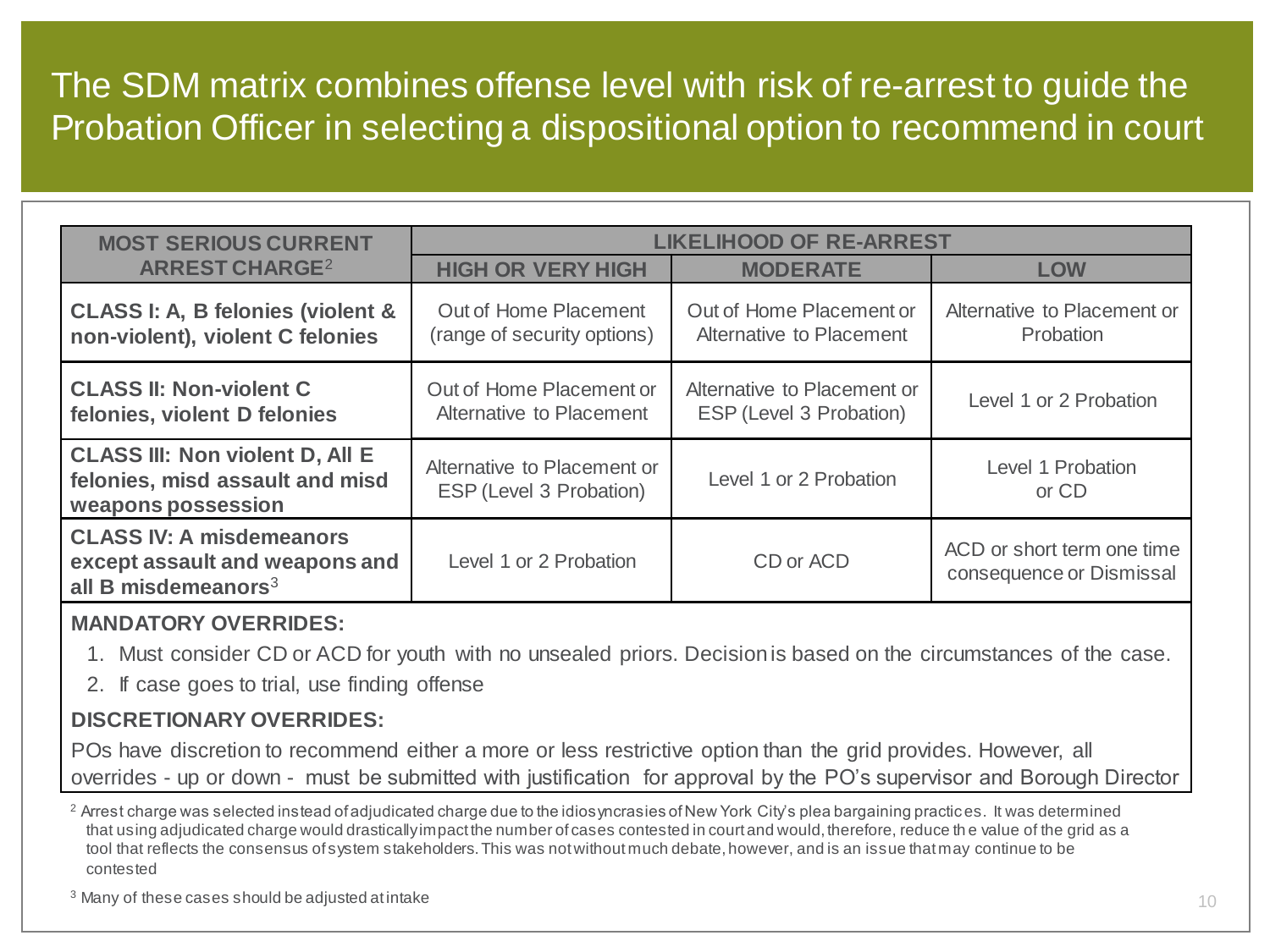# The SDM matrix combines offense level with risk of re-arrest to guide the Probation Officer in selecting a dispositional option to recommend in court

| MOST SERIOUS CURRENT ARREST CHARGE[2] | LIKELIHOOD OF RE-ARREST | | |
|---|---|---|---|
| | HIGH OR VERY HIGH | MODERATE | LOW |
| **CLASS I: A, B felonies (violent & non-violent), violent C felonies** | Out of Home Placement (range of security options) | Out of Home Placement or Alternative to Placement | Alternative to Placement or Probation |
| **CLASS II: Non-violent C felonies, violent D felonies** | Out of Home Placement or Alternative to Placement | Alternative to Placement or ESP (Level 3 Probation) | Level 1 or 2 Probation |
| **CLASS III: Non violent D, All E felonies, misd assault and misd weapons possession** | Alternative to Placement or ESP (Level 3 Probation) | Level 1 or 2 Probation | Level 1 Probation or CD |
| **CLASS IV: A misdemeanors except assault and weapons and all B misdemeanors[3]** | Level 1 or 2 Probation | CD or ACD | ACD or short term one time consequence or Dismissal |

**MANDATORY OVERRIDES:**

1. Must consider CD or ACD for youth with no unsealed priors. Decision is based on the circumstances of the case.
2. If case goes to trial, use finding offense

**DISCRETIONARY OVERRIDES:**

POs have discretion to recommend either a more or less restrictive option than the grid provides. However, all overrides - up or down - must be submitted with justification for approval by the PO's supervisor and Borough Director

[2] Arrest charge was selected instead of adjudicated charge due to the idiosyncrasies of New York City's plea bargaining practices. It was determined that using adjudicated charge would drastically impact the number of cases contested in court and would, therefore, reduce the value of the grid as a tool that reflects the consensus of system stakeholders. This was not without much debate, however, and is an issue that may continue to be contested

[3] Many of these cases should be adjusted at intake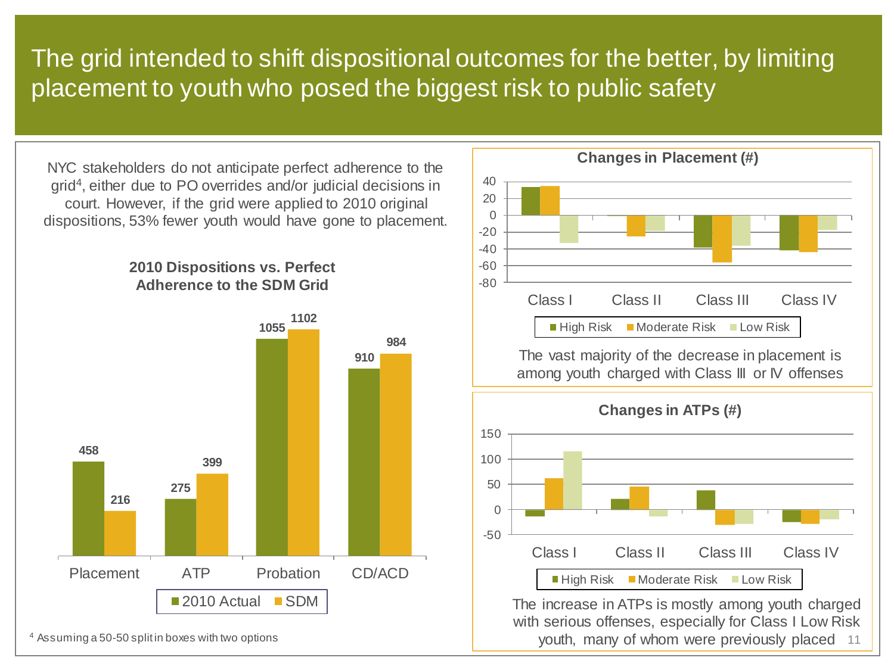# The grid intended to shift dispositional outcomes for the better, by limiting placement to youth who posed the biggest risk to public safety

NYC stakeholders do not anticipate perfect adherence to the grid[4], either due to PO overrides and/or judicial decisions in court. However, if the grid were applied to 2010 original dispositions, 53% fewer youth would have gone to placement.

**2010 Dispositions vs. Perfect Adherence to the SDM Grid**

| | 2010 Actual | SDM |
|---|---|---|
| Placement | 458 | 216 |
| ATP | 275 | 399 |
| Probation | 1055 | 1102 |
| CD/ACD | 910 | 984 |

[4] Assuming a 50-50 split in boxes with two options

**Changes in Placement (#)**

Legend: High Risk, Moderate Risk, Low Risk

The vast majority of the decrease in placement is among youth charged with Class III or IV offenses

**Changes in ATPs (#)**

Legend: High Risk, Moderate Risk, Low Risk

The increase in ATPs is mostly among youth charged with serious offenses, especially for Class I Low Risk youth, many of whom were previously placed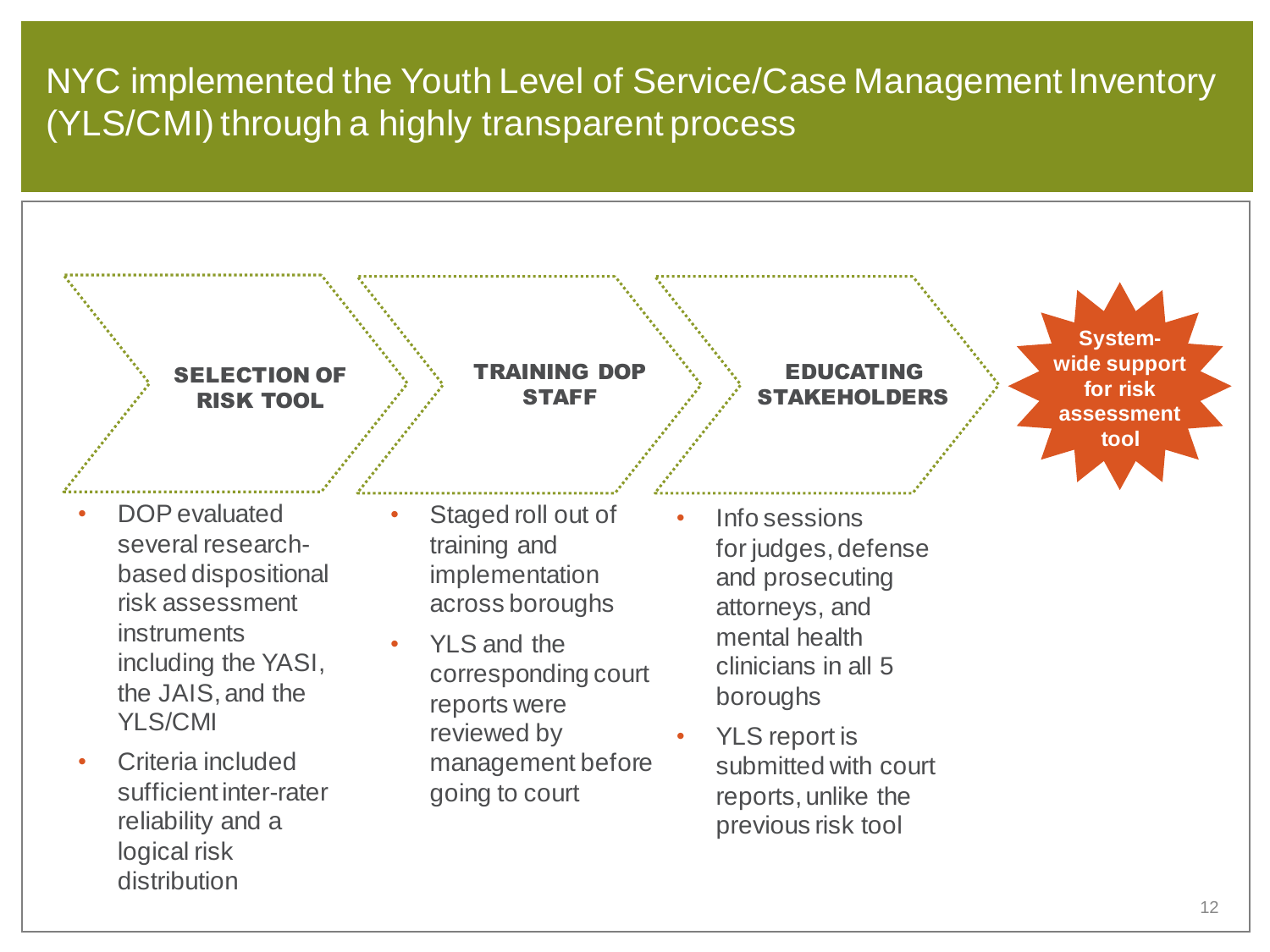# NYC implemented the Youth Level of Service/Case Management Inventory (YLS/CMI) through a highly transparent process

### SELECTION OF RISK TOOL

- DOP evaluated several research-based dispositional risk assessment instruments including the YASI, the JAIS, and the YLS/CMI
- Criteria included sufficient inter-rater reliability and a logical risk distribution

### TRAINING DOP STAFF

- Staged roll out of training and implementation across boroughs
- YLS and the corresponding court reports were reviewed by management before going to court

### EDUCATING STAKEHOLDERS

- Info sessions for judges, defense and prosecuting attorneys, and mental health clinicians in all 5 boroughs
- YLS report is submitted with court reports, unlike the previous risk tool

**System-wide support for risk assessment tool**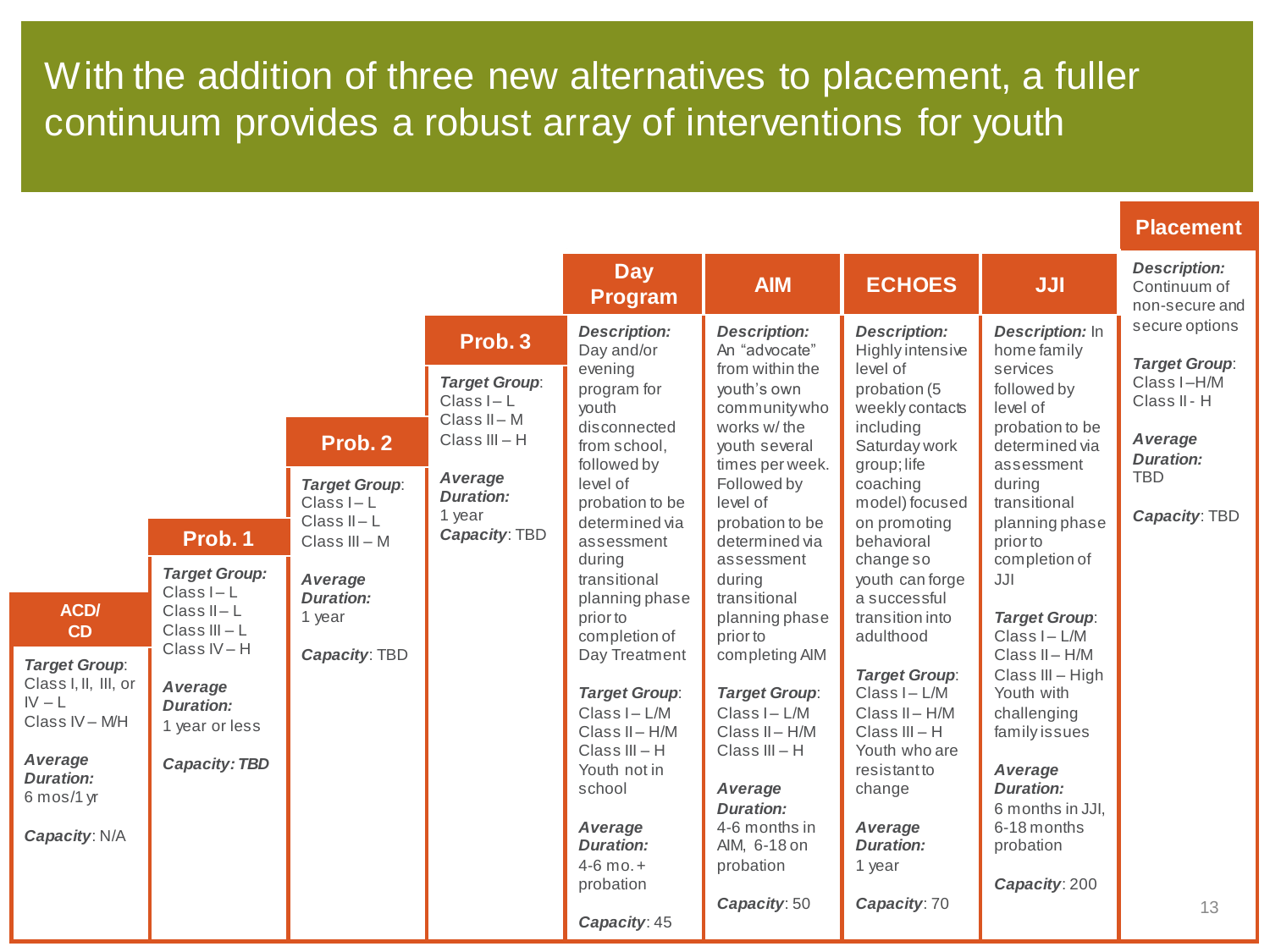# With the addition of three new alternatives to placement, a fuller continuum provides a robust array of interventions for youth

| ACD/ CD | Prob. 1 | Prob. 2 | Prob. 3 | Day Program | AIM | ECHOES | JJI | Placement |
|---|---|---|---|---|---|---|---|---|
| | | | | ***Description:*** Day and/or evening program for youth disconnected from school, followed by level of probation to be determined via assessment during transitional planning phase prior to completion of Day Treatment | ***Description:*** An "advocate" from within the youth's own community who works w/ the youth several times per week. Followed by level of probation to be determined via assessment during transitional planning phase prior to completing AIM | ***Description:*** Highly intensive level of probation (5 weekly contacts including Saturday work group; life coaching model) focused on promoting behavioral change so youth can forge a successful transition into adulthood | ***Description:*** In home family services followed by level of probation to be determined via assessment during transitional planning phase prior to completion of JJI | ***Description:*** Continuum of non-secure and secure options |
| ***Target Group***: Class I, II, III, or IV – L<br>Class IV – M/H | ***Target Group:*** Class I – L<br>Class II – L<br>Class III – L<br>Class IV – H | ***Target Group***: Class I – L<br>Class II – L<br>Class III – M | ***Target Group***: Class I – L<br>Class II – M<br>Class III – H | ***Target Group***: Class I – L/M<br>Class II – H/M<br>Class III – H<br>Youth not in school | ***Target Group***: Class I – L/M<br>Class II – H/M<br>Class III – H | ***Target Group***: Class I – L/M<br>Class II – H/M<br>Class III – H<br>Youth who are resistant to change | ***Target Group***: Class I – L/M<br>Class II – H/M<br>Class III – High<br>Youth with challenging family issues | ***Target Group***: Class I –H/M<br>Class II - H |
| ***Average Duration:*** 6 mos/1 yr | ***Average Duration:*** 1 year or less | ***Average Duration:*** 1 year | ***Average Duration:*** 1 year | ***Average Duration:*** 4-6 mo. + probation | ***Average Duration:*** 4-6 months in AIM, 6-18 on probation | ***Average Duration:*** 1 year | ***Average Duration:*** 6 months in JJI, 6-18 months probation | ***Average Duration:*** TBD |
| ***Capacity***: N/A | ***Capacity: TBD*** | ***Capacity***: TBD | ***Capacity***: TBD | ***Capacity***: 45 | ***Capacity***: 50 | ***Capacity***: 70 | ***Capacity***: 200 | ***Capacity***: TBD |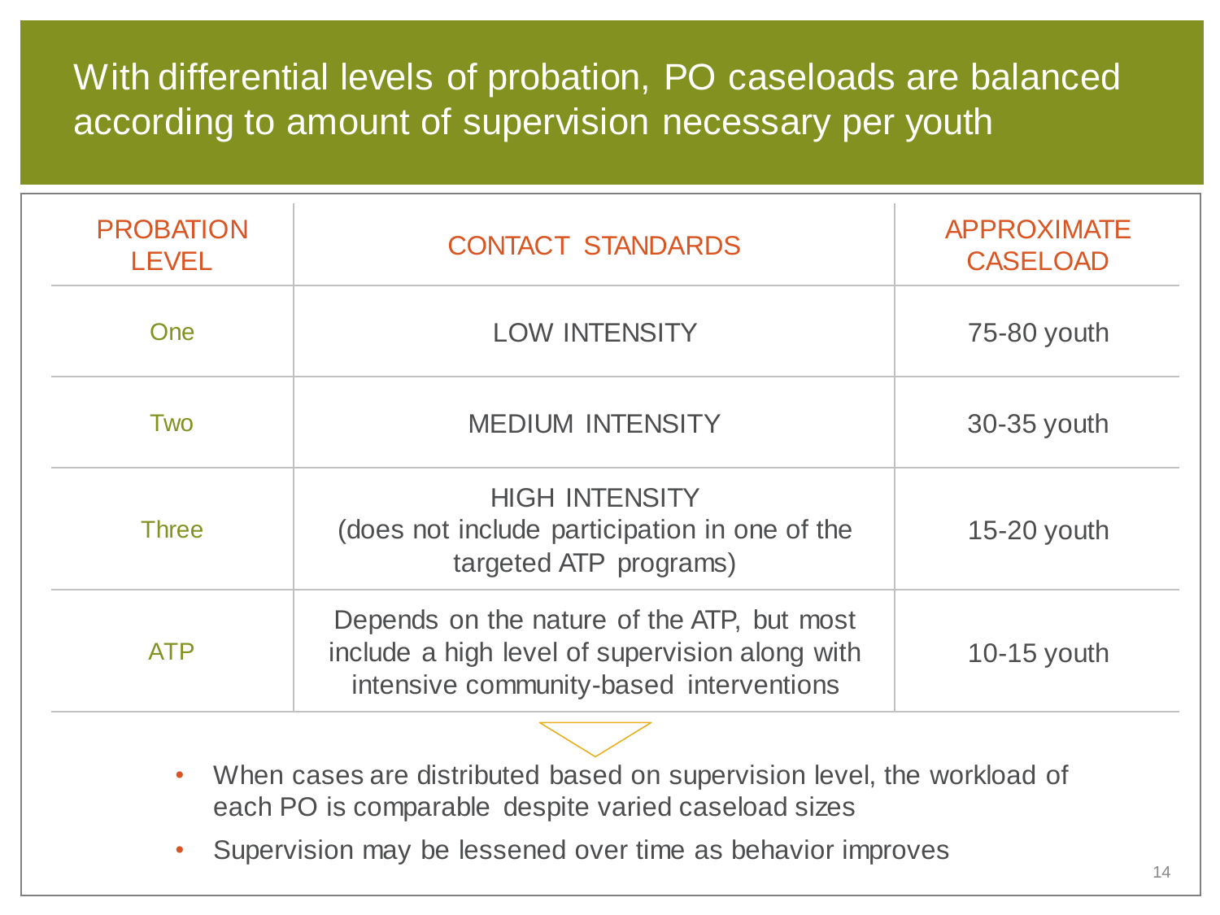# With differential levels of probation, PO caseloads are balanced according to amount of supervision necessary per youth

| PROBATION LEVEL | CONTACT STANDARDS | APPROXIMATE CASELOAD |
|---|---|---|
| One | LOW INTENSITY | 75-80 youth |
| Two | MEDIUM INTENSITY | 30-35 youth |
| Three | HIGH INTENSITY (does not include participation in one of the targeted ATP programs) | 15-20 youth |
| ATP | Depends on the nature of the ATP, but most include a high level of supervision along with intensive community-based interventions | 10-15 youth |

- When cases are distributed based on supervision level, the workload of each PO is comparable despite varied caseload sizes
- Supervision may be lessened over time as behavior improves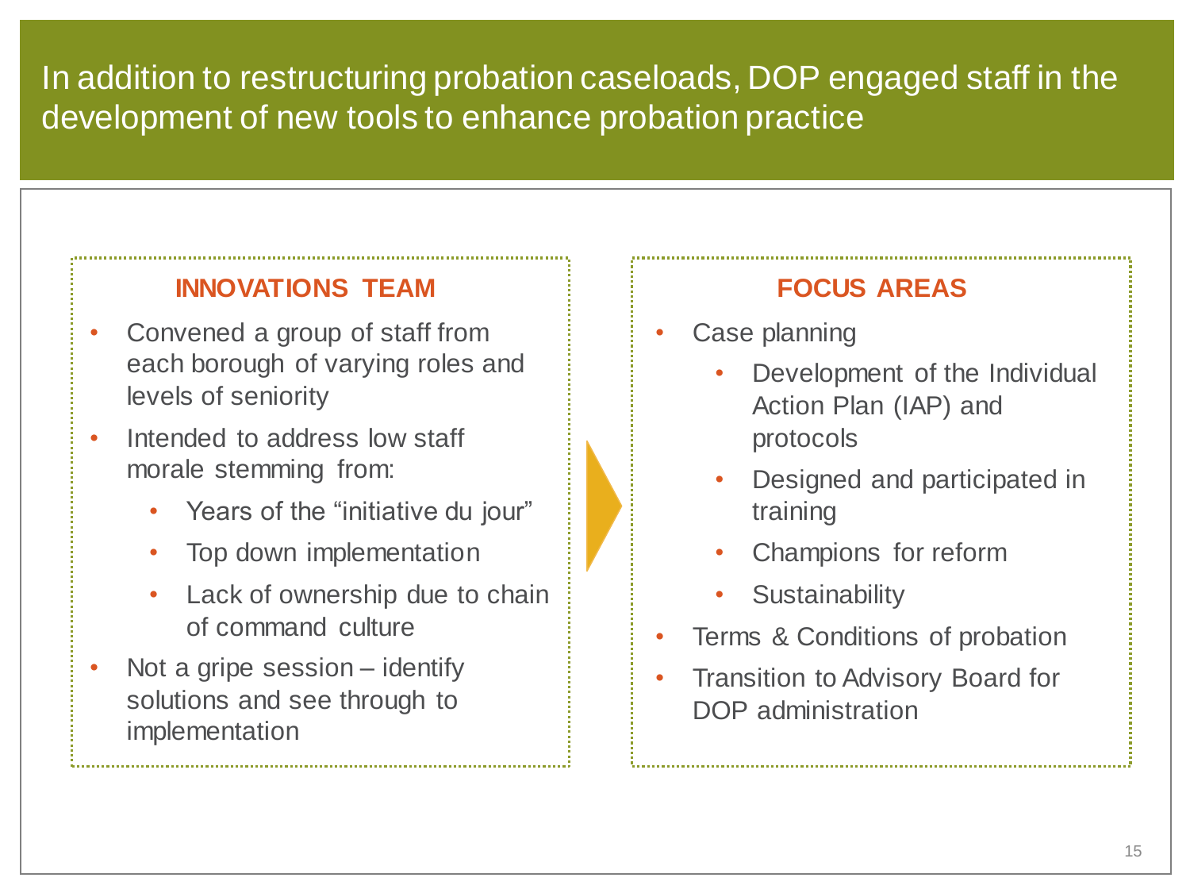# In addition to restructuring probation caseloads, DOP engaged staff in the development of new tools to enhance probation practice

### INNOVATIONS TEAM

- Convened a group of staff from each borough of varying roles and levels of seniority
- Intended to address low staff morale stemming from:
  - Years of the “initiative du jour”
  - Top down implementation
  - Lack of ownership due to chain of command culture
- Not a gripe session – identify solutions and see through to implementation

### FOCUS AREAS

- Case planning
  - Development of the Individual Action Plan (IAP) and protocols
  - Designed and participated in training
  - Champions for reform
  - Sustainability
- Terms & Conditions of probation
- Transition to Advisory Board for DOP administration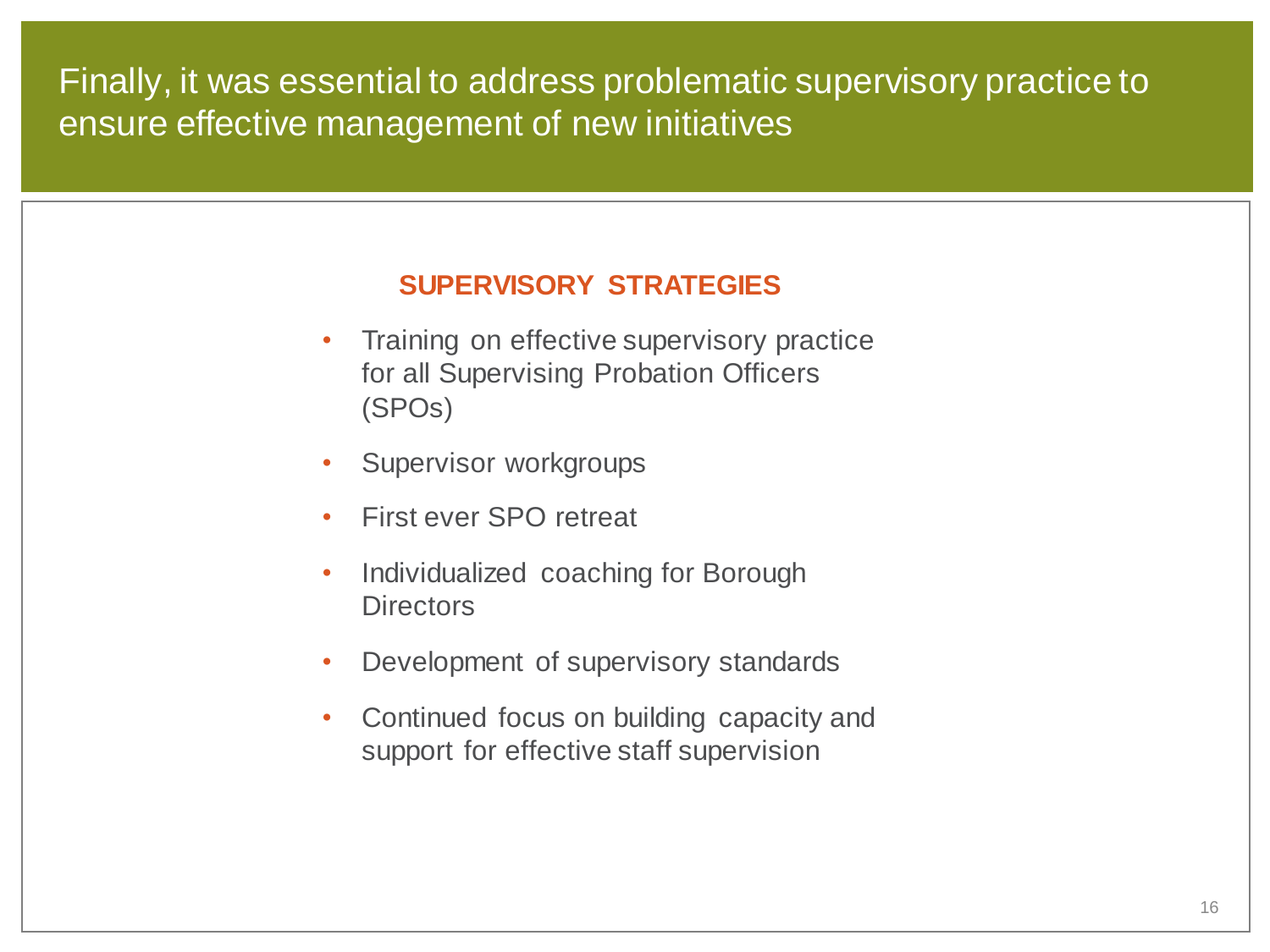# Finally, it was essential to address problematic supervisory practice to ensure effective management of new initiatives

## SUPERVISORY STRATEGIES

- Training on effective supervisory practice for all Supervising Probation Officers (SPOs)
- Supervisor workgroups
- First ever SPO retreat
- Individualized coaching for Borough Directors
- Development of supervisory standards
- Continued focus on building capacity and support for effective staff supervision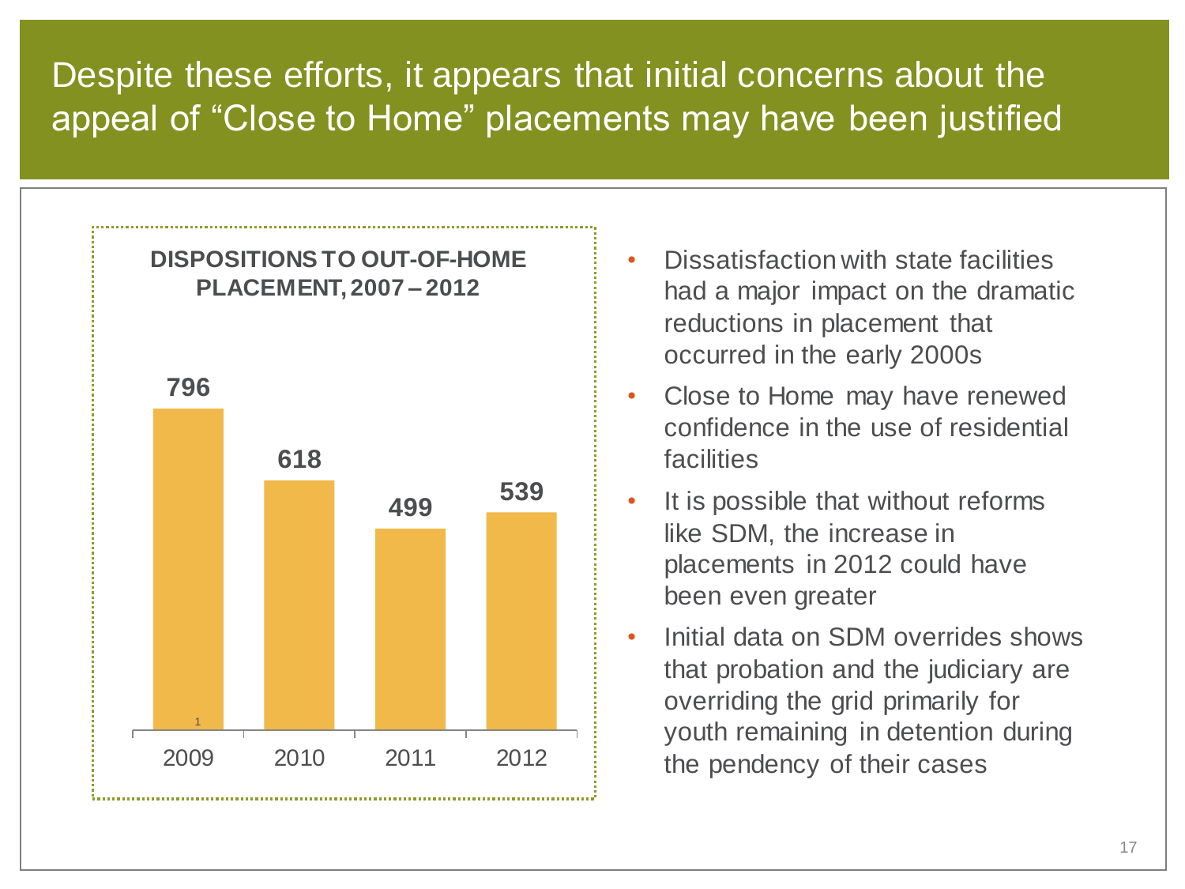# Despite these efforts, it appears that initial concerns about the appeal of "Close to Home" placements may have been justified

**DISPOSITIONS TO OUT-OF-HOME PLACEMENT, 2007 – 2012**

796
618
499
539
1

2009
2010
2011
2012

- Dissatisfaction with state facilities had a major impact on the dramatic reductions in placement that occurred in the early 2000s
- Close to Home may have renewed confidence in the use of residential facilities
- It is possible that without reforms like SDM, the increase in placements in 2012 could have been even greater
- Initial data on SDM overrides shows that probation and the judiciary are overriding the grid primarily for youth remaining in detention during the pendency of their cases